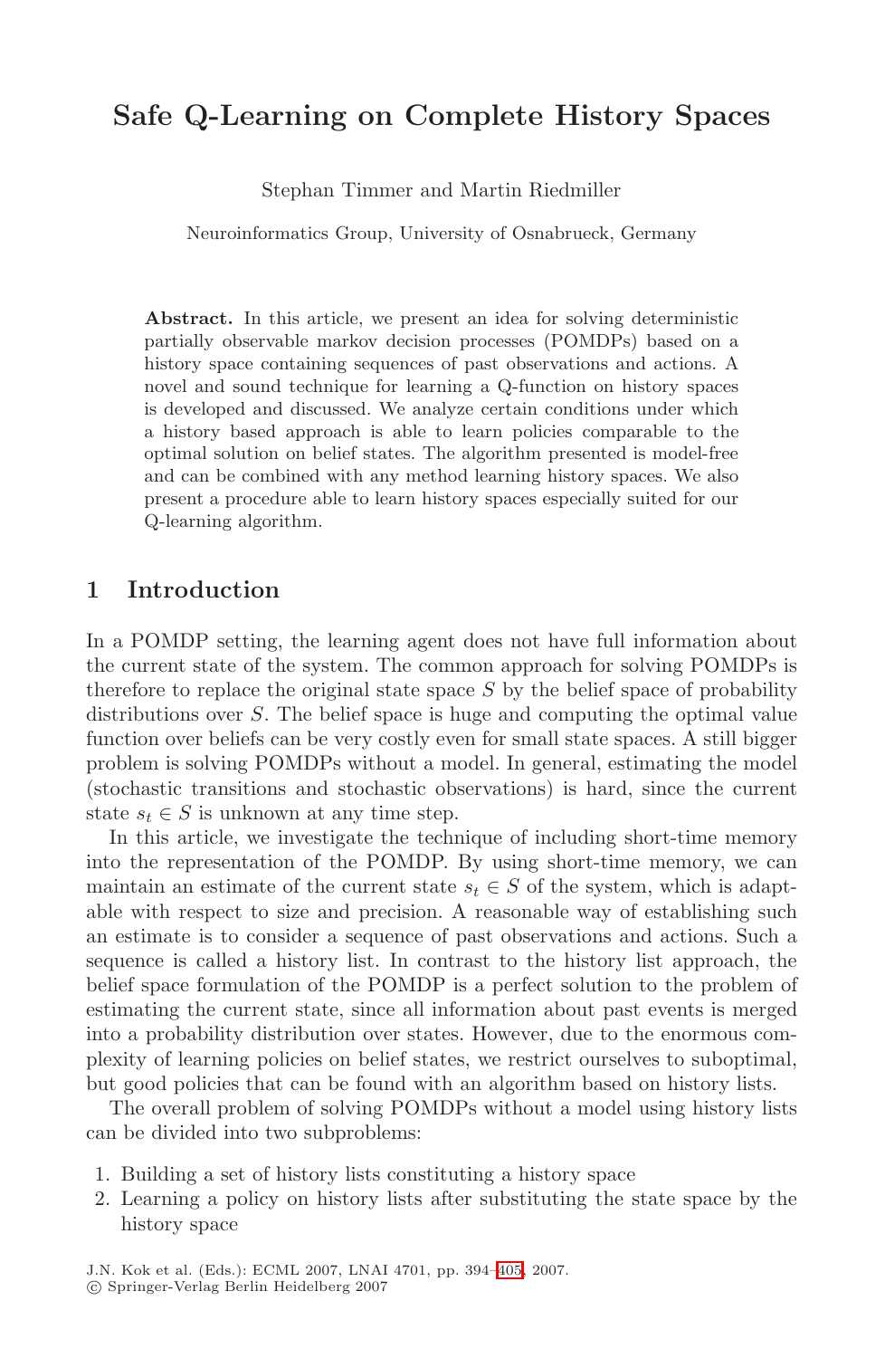# Safe Q-Learning on Complete History Spaces

Stephan Timmer and Martin Riedmiller

Neuroinformatics Group, University of Osnabrueck, Germany

**Abstract.** In this article, we present an idea for solving deterministic partially observable markov decision processes (POMDPs) based on a history space containing sequences of past observations and actions. A novel and sound technique for learning a Q-function on history spaces is developed and discussed. We analyze certain conditions under which a history based approach is able to learn policies comparable to the optimal solution on belief states. The algorithm presented is model-free and can be combined with any method learning history spaces. We also present a procedure able to learn history spaces especially suited for our Q-learning algorithm.

## 1 Introduction

In a POMDP setting, the learning agent does not have full information about the current state of the system. The common approach for solving POMDPs is therefore to replace the original state space $S$ by the belief space of probability distributions over $S$. The belief space is huge and computing the optimal value function over beliefs can be very costly even for small state spaces. A still bigger problem is solving POMDPs without a model. In general, estimating the model (stochastic transitions and stochastic observations) is hard, since the current state $s_t \in S$ is unknown at any time step.

In this article, we investigate the technique of including short-time memory into the representation of the POMDP. By using short-time memory, we can maintain an estimate of the current state $s_t \in S$ of the system, which is adaptable with respect to size and precision. A reasonable way of establishing such an estimate is to consider a sequence of past observations and actions. Such a sequence is called a history list. In contrast to the history list approach, the belief space formulation of the POMDP is a perfect solution to the problem of estimating the current state, since all information about past events is merged into a probability distribution over states. However, due to the enormous complexity of learning policies on belief states, we restrict ourselves to suboptimal, but good policies that can be found with an algorithm based on history lists.

The overall problem of solving POMDPs without a model using history lists can be divided into two subproblems:

1. Building a set of history lists constituting a history space
2. Learning a policy on history lists after substituting the state space by the history space

J.N. Kok et al. (Eds.): ECML 2007, LNAI 4701, pp. 394–405, 2007.
© Springer-Verlag Berlin Heidelberg 2007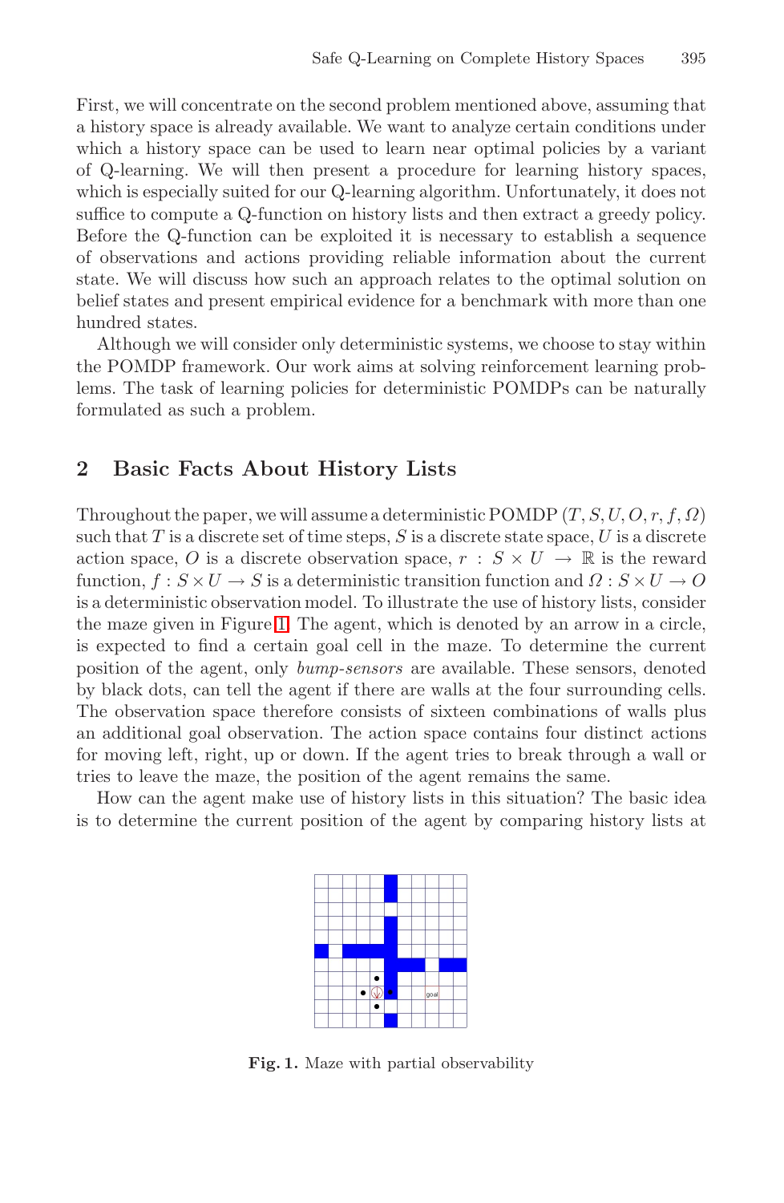First, we will concentrate on the second problem mentioned above, assuming that a history space is already available. We want to analyze certain conditions under which a history space can be used to learn near optimal policies by a variant of Q-learning. We will then present a procedure for learning history spaces, which is especially suited for our Q-learning algorithm. Unfortunately, it does not suffice to compute a Q-function on history lists and then extract a greedy policy. Before the Q-function can be exploited it is necessary to establish a sequence of observations and actions providing reliable information about the current state. We will discuss how such an approach relates to the optimal solution on belief states and present empirical evidence for a benchmark with more than one hundred states.

Although we will consider only deterministic systems, we choose to stay within the POMDP framework. Our work aims at solving reinforcement learning problems. The task of learning policies for deterministic POMDPs can be naturally formulated as such a problem.

## 2 Basic Facts About History Lists

Throughout the paper, we will assume a deterministic POMDP $(T, S, U, O, r, f, \Omega)$ such that $T$ is a discrete set of time steps, $S$ is a discrete state space, $U$ is a discrete action space, $O$ is a discrete observation space, $r : S \times U \rightarrow \mathbb{R}$ is the reward function, $f : S \times U \rightarrow S$ is a deterministic transition function and $\Omega : S \times U \rightarrow O$ is a deterministic observation model. To illustrate the use of history lists, consider the maze given in Figure 1. The agent, which is denoted by an arrow in a circle, is expected to find a certain goal cell in the maze. To determine the current position of the agent, only *bump-sensors* are available. These sensors, denoted by black dots, can tell the agent if there are walls at the four surrounding cells. The observation space therefore consists of sixteen combinations of walls plus an additional goal observation. The action space contains four distinct actions for moving left, right, up or down. If the agent tries to break through a wall or tries to leave the maze, the position of the agent remains the same.

How can the agent make use of history lists in this situation? The basic idea is to determine the current position of the agent by comparing history lists at

**Fig. 1.** Maze with partial observability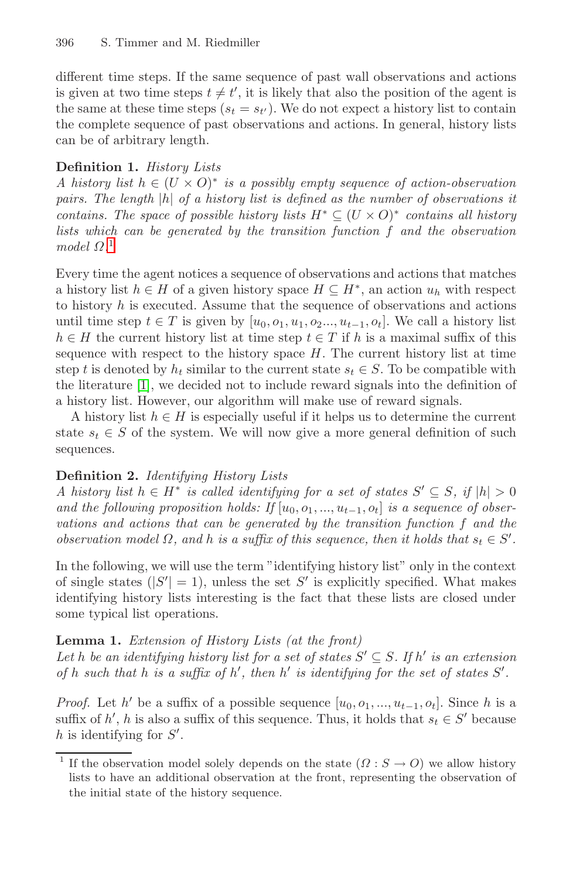different time steps. If the same sequence of past wall observations and actions is given at two time steps $t \neq t'$, it is likely that also the position of the agent is the same at these time steps ($s_t = s_{t'}$). We do not expect a history list to contain the complete sequence of past observations and actions. In general, history lists can be of arbitrary length.

**Definition 1.** *History Lists*
*A history list $h \in (U \times O)^*$ is a possibly empty sequence of action-observation pairs. The length $|h|$ of a history list is defined as the number of observations it contains. The space of possible history lists $H^* \subseteq (U \times O)^*$ contains all history lists which can be generated by the transition function $f$ and the observation model $\Omega$.*[1]

Every time the agent notices a sequence of observations and actions that matches a history list $h \in H$ of a given history space $H \subseteq H^*$, an action $u_h$ with respect to history $h$ is executed. Assume that the sequence of observations and actions until time step $t \in T$ is given by $[u_0, o_1, u_1, o_2..., u_{t-1}, o_t]$. We call a history list $h \in H$ the current history list at time step $t \in T$ if $h$ is a maximal suffix of this sequence with respect to the history space $H$. The current history list at time step $t$ is denoted by $h_t$ similar to the current state $s_t \in S$. To be compatible with the literature [1], we decided not to include reward signals into the definition of a history list. However, our algorithm will make use of reward signals.

A history list $h \in H$ is especially useful if it helps us to determine the current state $s_t \in S$ of the system. We will now give a more general definition of such sequences.

**Definition 2.** *Identifying History Lists*
*A history list $h \in H^*$ is called identifying for a set of states $S' \subseteq S$, if $|h| > 0$ and the following proposition holds: If $[u_0, o_1, ..., u_{t-1}, o_t]$ is a sequence of observations and actions that can be generated by the transition function $f$ and the observation model $\Omega$, and h is a suffix of this sequence, then it holds that $s_t \in S'$.*

In the following, we will use the term "identifying history list" only in the context of single states ($|S'| = 1$), unless the set $S'$ is explicitly specified. What makes identifying history lists interesting is the fact that these lists are closed under some typical list operations.

**Lemma 1.** *Extension of History Lists (at the front)*
*Let $h$ be an identifying history list for a set of states $S' \subseteq S$. If $h'$ is an extension of $h$ such that $h$ is a suffix of $h'$, then $h'$ is identifying for the set of states $S'$.*

*Proof.* Let $h'$ be a suffix of a possible sequence $[u_0, o_1, ..., u_{t-1}, o_t]$. Since $h$ is a suffix of $h'$, $h$ is also a suffix of this sequence. Thus, it holds that $s_t \in S'$ because $h$ is identifying for $S'$.

---

[1] If the observation model solely depends on the state ($\Omega : S \to O$) we allow history lists to have an additional observation at the front, representing the observation of the initial state of the history sequence.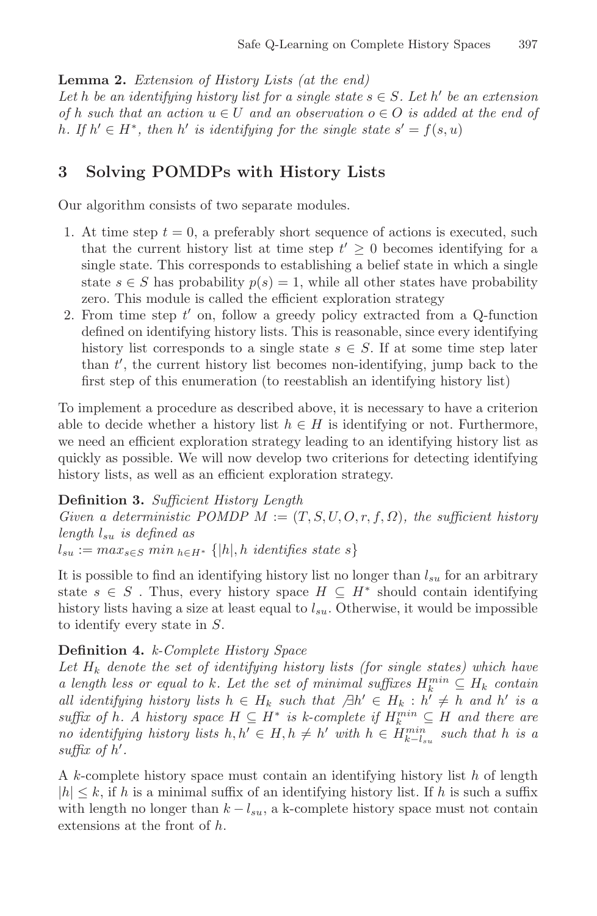**Lemma 2.** *Extension of History Lists (at the end)*
*Let $h$ be an identifying history list for a single state $s \in S$. Let $h'$ be an extension of $h$ such that an action $u \in U$ and an observation $o \in O$ is added at the end of $h$. If $h' \in H^*$, then $h'$ is identifying for the single state $s' = f(s, u)$*

## 3 Solving POMDPs with History Lists

Our algorithm consists of two separate modules.

1. At time step $t = 0$, a preferably short sequence of actions is executed, such that the current history list at time step $t' \geq 0$ becomes identifying for a single state. This corresponds to establishing a belief state in which a single state $s \in S$ has probability $p(s) = 1$, while all other states have probability zero. This module is called the efficient exploration strategy
2. From time step $t'$ on, follow a greedy policy extracted from a Q-function defined on identifying history lists. This is reasonable, since every identifying history list corresponds to a single state $s \in S$. If at some time step later than $t'$, the current history list becomes non-identifying, jump back to the first step of this enumeration (to reestablish an identifying history list)

To implement a procedure as described above, it is necessary to have a criterion able to decide whether a history list $h \in H$ is identifying or not. Furthermore, we need an efficient exploration strategy leading to an identifying history list as quickly as possible. We will now develop two criterions for detecting identifying history lists, as well as an efficient exploration strategy.

**Definition 3.** *Sufficient History Length*
*Given a deterministic POMDP $M := (T, S, U, O, r, f, \Omega)$, the sufficient history length $l_{su}$ is defined as*
$l_{su} := max_{s \in S} \; min_{\, h \in H^*} \; \{|h|, h \text{ identifies state } s\}$

It is possible to find an identifying history list no longer than $l_{su}$ for an arbitrary state $s \in S$ . Thus, every history space $H \subseteq H^*$ should contain identifying history lists having a size at least equal to $l_{su}$. Otherwise, it would be impossible to identify every state in $S$.

**Definition 4.** *k-Complete History Space*
*Let $H_k$ denote the set of identifying history lists (for single states) which have a length less or equal to $k$. Let the set of minimal suffixes $H_k^{min} \subseteq H_k$ contain all identifying history lists $h \in H_k$ such that $\nexists h' \in H_k : h' \neq h$ and $h'$ is a suffix of $h$. A history space $H \subseteq H^*$ is k-complete if $H_k^{min} \subseteq H$ and there are no identifying history lists $h, h' \in H, h \neq h'$ with $h \in H_{k-l_{su}}^{min}$ such that $h$ is a suffix of $h'$.*

A $k$-complete history space must contain an identifying history list $h$ of length $|h| \leq k$, if $h$ is a minimal suffix of an identifying history list. If $h$ is such a suffix with length no longer than $k - l_{su}$, a k-complete history space must not contain extensions at the front of $h$.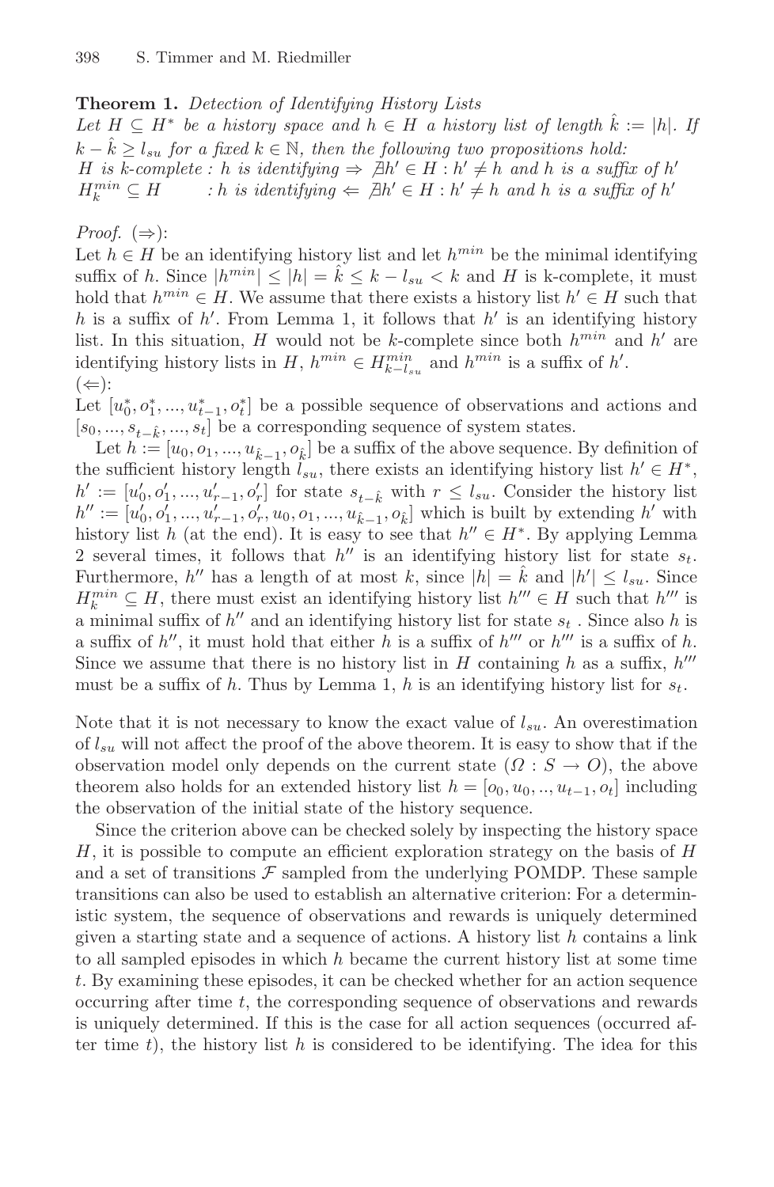**Theorem 1.** *Detection of Identifying History Lists*
*Let $H \subseteq H^*$ be a history space and $h \in H$ a history list of length $\hat{k} := |h|$. If $k - \hat{k} \geq l_{su}$ for a fixed $k \in \mathbb{N}$, then the following two propositions hold:*
*$H$ is k-complete : $h$ is identifying $\Rightarrow \nexists h' \in H : h' \neq h$ and $h$ is a suffix of $h'$*
*$H_k^{min} \subseteq H$ : $h$ is identifying $\Leftarrow \nexists h' \in H : h' \neq h$ and $h$ is a suffix of $h'$*

*Proof.* ($\Rightarrow$):
Let $h \in H$ be an identifying history list and let $h^{min}$ be the minimal identifying suffix of $h$. Since $|h^{min}| \leq |h| = \hat{k} \leq k - l_{su} < k$ and $H$ is k-complete, it must hold that $h^{min} \in H$. We assume that there exists a history list $h' \in H$ such that $h$ is a suffix of $h'$. From Lemma 1, it follows that $h'$ is an identifying history list. In this situation, $H$ would not be $k$-complete since both $h^{min}$ and $h'$ are identifying history lists in $H$, $h^{min} \in H_{k-l_{su}}^{min}$ and $h^{min}$ is a suffix of $h'$.
($\Leftarrow$):
Let $[u_0^*, o_1^*, ..., u_{t-1}^*, o_t^*]$ be a possible sequence of observations and actions and $[s_0, ..., s_{t-\hat{k}}, ..., s_t]$ be a corresponding sequence of system states.

Let $h := [u_0, o_1, ..., u_{\hat{k}-1}, o_{\hat{k}}]$ be a suffix of the above sequence. By definition of the sufficient history length $l_{su}$, there exists an identifying history list $h' \in H^*$, $h' := [u'_0, o'_1, ..., u'_{r-1}, o'_r]$ for state $s_{t-\hat{k}}$ with $r \leq l_{su}$. Consider the history list $h'' := [u'_0, o'_1, ..., u'_{r-1}, o'_r, u_0, o_1, ..., u_{\hat{k}-1}, o_{\hat{k}}]$ which is built by extending $h'$ with history list $h$ (at the end). It is easy to see that $h'' \in H^*$. By applying Lemma 2 several times, it follows that $h''$ is an identifying history list for state $s_t$. Furthermore, $h''$ has a length of at most $k$, since $|h| = \hat{k}$ and $|h'| \leq l_{su}$. Since $H_k^{min} \subseteq H$, there must exist an identifying history list $h''' \in H$ such that $h'''$ is a minimal suffix of $h''$ and an identifying history list for state $s_t$ . Since also $h$ is a suffix of $h''$, it must hold that either $h$ is a suffix of $h'''$ or $h'''$ is a suffix of $h$. Since we assume that there is no history list in $H$ containing $h$ as a suffix, $h'''$ must be a suffix of $h$. Thus by Lemma 1, $h$ is an identifying history list for $s_t$.

Note that it is not necessary to know the exact value of $l_{su}$. An overestimation of $l_{su}$ will not affect the proof of the above theorem. It is easy to show that if the observation model only depends on the current state ($\Omega : S \rightarrow O$), the above theorem also holds for an extended history list $h = [o_0, u_0, .., u_{t-1}, o_t]$ including the observation of the initial state of the history sequence.

Since the criterion above can be checked solely by inspecting the history space $H$, it is possible to compute an efficient exploration strategy on the basis of $H$ and a set of transitions $\mathcal{F}$ sampled from the underlying POMDP. These sample transitions can also be used to establish an alternative criterion: For a deterministic system, the sequence of observations and rewards is uniquely determined given a starting state and a sequence of actions. A history list $h$ contains a link to all sampled episodes in which $h$ became the current history list at some time $t$. By examining these episodes, it can be checked whether for an action sequence occurring after time $t$, the corresponding sequence of observations and rewards is uniquely determined. If this is the case for all action sequences (occurred after time $t$), the history list $h$ is considered to be identifying. The idea for this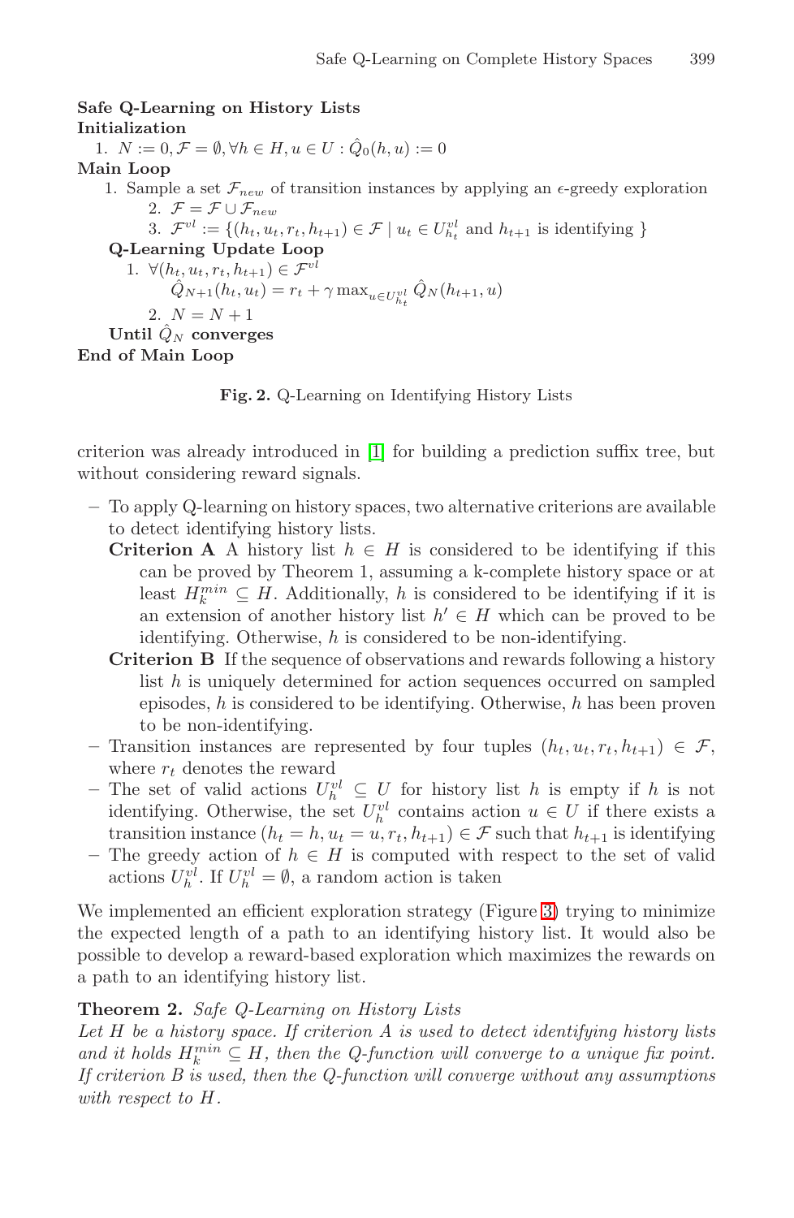**Safe Q-Learning on History Lists**
**Initialization**

1. $N := 0, \mathcal{F} = \emptyset, \forall h \in H, u \in U : \hat{Q}_0(h, u) := 0$

**Main Loop**

1. Sample a set $\mathcal{F}_{new}$ of transition instances by applying an $\epsilon$-greedy exploration
   2. $\mathcal{F} = \mathcal{F} \cup \mathcal{F}_{new}$
   3. $\mathcal{F}^{vl} := \{(h_t, u_t, r_t, h_{t+1}) \in \mathcal{F} \mid u_t \in U^{vl}_{h_t}$ and $h_{t+1}$ is identifying $\}$

**Q-Learning Update Loop**

1. $\forall (h_t, u_t, r_t, h_{t+1}) \in \mathcal{F}^{vl}$
   $\hat{Q}_{N+1}(h_t, u_t) = r_t + \gamma \max_{u \in U^{vl}_{h_t}} \hat{Q}_N(h_{t+1}, u)$
2. $N = N + 1$

**Until $\hat{Q}_N$ converges**

**End of Main Loop**

**Fig. 2.** Q-Learning on Identifying History Lists

criterion was already introduced in [1] for building a prediction suffix tree, but without considering reward signals.

- To apply Q-learning on history spaces, two alternative criterions are available to detect identifying history lists.
  - **Criterion A** A history list $h \in H$ is considered to be identifying if this can be proved by Theorem 1, assuming a k-complete history space or at least $H^{min}_k \subseteq H$. Additionally, $h$ is considered to be identifying if it is an extension of another history list $h' \in H$ which can be proved to be identifying. Otherwise, $h$ is considered to be non-identifying.
  - **Criterion B** If the sequence of observations and rewards following a history list $h$ is uniquely determined for action sequences occurred on sampled episodes, $h$ is considered to be identifying. Otherwise, $h$ has been proven to be non-identifying.
- Transition instances are represented by four tuples $(h_t, u_t, r_t, h_{t+1}) \in \mathcal{F}$, where $r_t$ denotes the reward
- The set of valid actions $U^{vl}_h \subseteq U$ for history list $h$ is empty if $h$ is not identifying. Otherwise, the set $U^{vl}_h$ contains action $u \in U$ if there exists a transition instance $(h_t = h, u_t = u, r_t, h_{t+1}) \in \mathcal{F}$ such that $h_{t+1}$ is identifying
- The greedy action of $h \in H$ is computed with respect to the set of valid actions $U^{vl}_h$. If $U^{vl}_h = \emptyset$, a random action is taken

We implemented an efficient exploration strategy (Figure 3) trying to minimize the expected length of a path to an identifying history list. It would also be possible to develop a reward-based exploration which maximizes the rewards on a path to an identifying history list.

**Theorem 2.** *Safe Q-Learning on History Lists*
*Let $H$ be a history space. If criterion A is used to detect identifying history lists and it holds $H^{min}_k \subseteq H$, then the Q-function will converge to a unique fix point. If criterion B is used, then the Q-function will converge without any assumptions with respect to $H$.*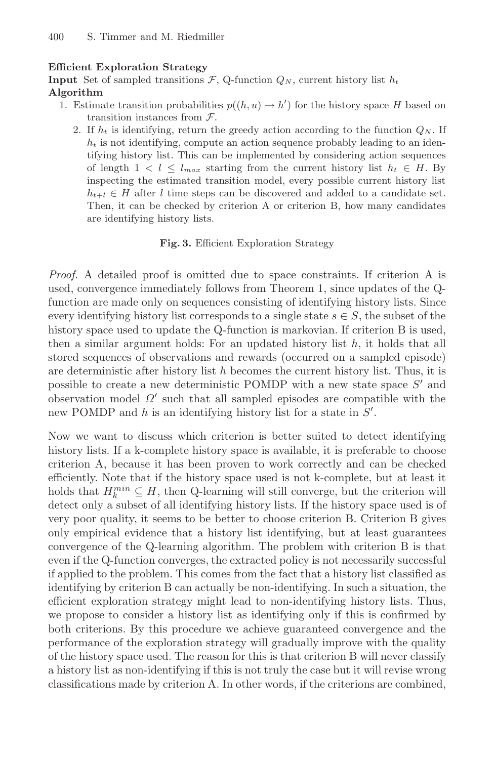**Efficient Exploration Strategy**

**Input** Set of sampled transitions $\mathcal{F}$, Q-function $Q_N$, current history list $h_t$

**Algorithm**

1. Estimate transition probabilities $p((h,u) \to h')$ for the history space $H$ based on transition instances from $\mathcal{F}$.
2. If $h_t$ is identifying, return the greedy action according to the function $Q_N$. If $h_t$ is not identifying, compute an action sequence probably leading to an identifying history list. This can be implemented by considering action sequences of length $1 < l \leq l_{max}$ starting from the current history list $h_t \in H$. By inspecting the estimated transition model, every possible current history list $h_{t+l} \in H$ after $l$ time steps can be discovered and added to a candidate set. Then, it can be checked by criterion A or criterion B, how many candidates are identifying history lists.

**Fig. 3.** Efficient Exploration Strategy

*Proof.* A detailed proof is omitted due to space constraints. If criterion A is used, convergence immediately follows from Theorem 1, since updates of the Q-function are made only on sequences consisting of identifying history lists. Since every identifying history list corresponds to a single state $s \in S$, the subset of the history space used to update the Q-function is markovian. If criterion B is used, then a similar argument holds: For an updated history list $h$, it holds that all stored sequences of observations and rewards (occurred on a sampled episode) are deterministic after history list $h$ becomes the current history list. Thus, it is possible to create a new deterministic POMDP with a new state space $S'$ and observation model $\Omega'$ such that all sampled episodes are compatible with the new POMDP and $h$ is an identifying history list for a state in $S'$.

Now we want to discuss which criterion is better suited to detect identifying history lists. If a k-complete history space is available, it is preferable to choose criterion A, because it has been proven to work correctly and can be checked efficiently. Note that if the history space used is not k-complete, but at least it holds that $H_k^{min} \subseteq H$, then Q-learning will still converge, but the criterion will detect only a subset of all identifying history lists. If the history space used is of very poor quality, it seems to be better to choose criterion B. Criterion B gives only empirical evidence that a history list identifying, but at least guarantees convergence of the Q-learning algorithm. The problem with criterion B is that even if the Q-function converges, the extracted policy is not necessarily successful if applied to the problem. This comes from the fact that a history list classified as identifying by criterion B can actually be non-identifying. In such a situation, the efficient exploration strategy might lead to non-identifying history lists. Thus, we propose to consider a history list as identifying only if this is confirmed by both criterions. By this procedure we achieve guaranteed convergence and the performance of the exploration strategy will gradually improve with the quality of the history space used. The reason for this is that criterion B will never classify a history list as non-identifying if this is not truly the case but it will revise wrong classifications made by criterion A. In other words, if the criterions are combined,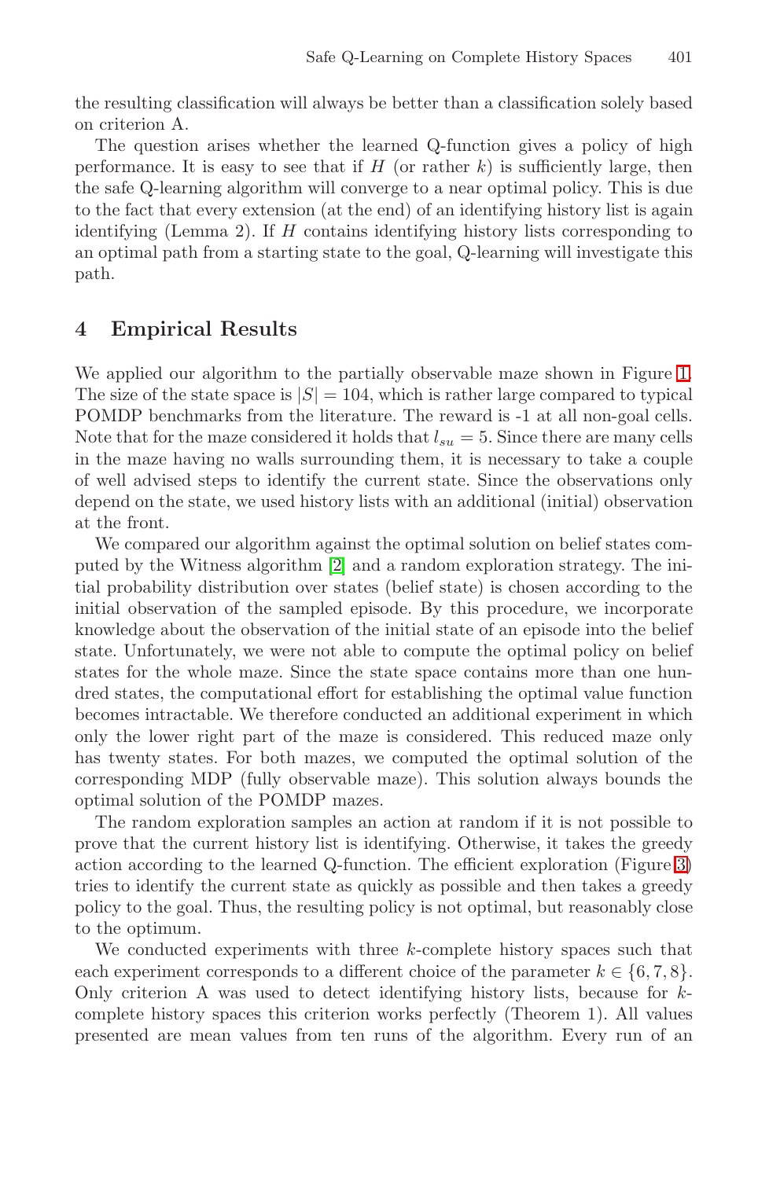the resulting classification will always be better than a classification solely based on criterion A.

The question arises whether the learned Q-function gives a policy of high performance. It is easy to see that if $H$ (or rather $k$) is sufficiently large, then the safe Q-learning algorithm will converge to a near optimal policy. This is due to the fact that every extension (at the end) of an identifying history list is again identifying (Lemma 2). If $H$ contains identifying history lists corresponding to an optimal path from a starting state to the goal, Q-learning will investigate this path.

## 4 Empirical Results

We applied our algorithm to the partially observable maze shown in Figure 1. The size of the state space is $|S| = 104$, which is rather large compared to typical POMDP benchmarks from the literature. The reward is -1 at all non-goal cells. Note that for the maze considered it holds that $l_{su} = 5$. Since there are many cells in the maze having no walls surrounding them, it is necessary to take a couple of well advised steps to identify the current state. Since the observations only depend on the state, we used history lists with an additional (initial) observation at the front.

We compared our algorithm against the optimal solution on belief states computed by the Witness algorithm [2] and a random exploration strategy. The initial probability distribution over states (belief state) is chosen according to the initial observation of the sampled episode. By this procedure, we incorporate knowledge about the observation of the initial state of an episode into the belief state. Unfortunately, we were not able to compute the optimal policy on belief states for the whole maze. Since the state space contains more than one hundred states, the computational effort for establishing the optimal value function becomes intractable. We therefore conducted an additional experiment in which only the lower right part of the maze is considered. This reduced maze only has twenty states. For both mazes, we computed the optimal solution of the corresponding MDP (fully observable maze). This solution always bounds the optimal solution of the POMDP mazes.

The random exploration samples an action at random if it is not possible to prove that the current history list is identifying. Otherwise, it takes the greedy action according to the learned Q-function. The efficient exploration (Figure 3) tries to identify the current state as quickly as possible and then takes a greedy policy to the goal. Thus, the resulting policy is not optimal, but reasonably close to the optimum.

We conducted experiments with three $k$-complete history spaces such that each experiment corresponds to a different choice of the parameter $k \in \{6, 7, 8\}$. Only criterion A was used to detect identifying history lists, because for $k$-complete history spaces this criterion works perfectly (Theorem 1). All values presented are mean values from ten runs of the algorithm. Every run of an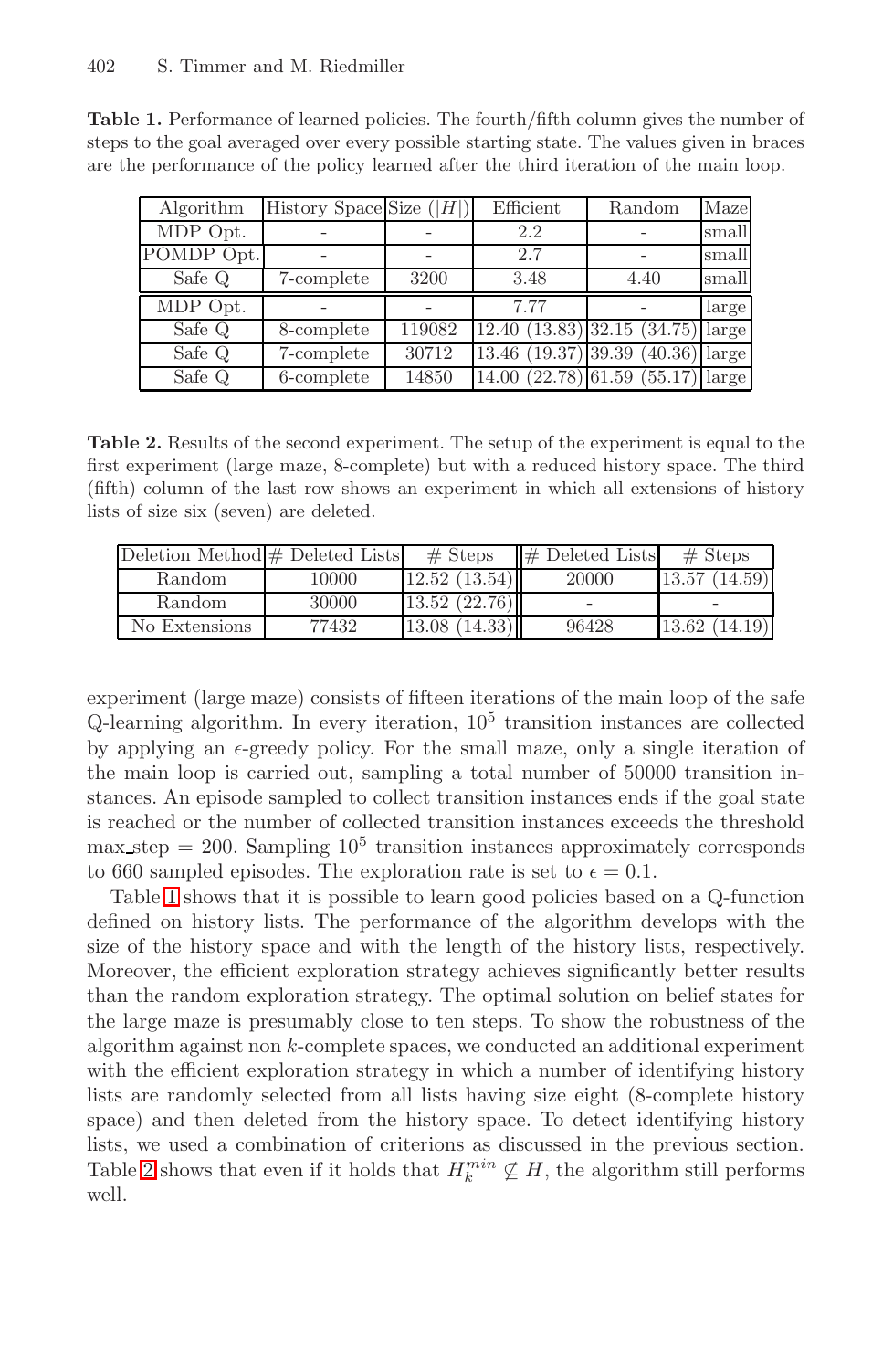**Table 1.** Performance of learned policies. The fourth/fifth column gives the number of steps to the goal averaged over every possible starting state. The values given in braces are the performance of the policy learned after the third iteration of the main loop.

| Algorithm | History Space | Size ($\|H\|$) | Efficient | Random | Maze |
|---|---|---|---|---|---|
| MDP Opt. | - | - | 2.2 | - | small |
| POMDP Opt. | - | - | 2.7 | - | small |
| Safe Q | 7-complete | 3200 | 3.48 | 4.40 | small |
| MDP Opt. | - | - | 7.77 | - | large |
| Safe Q | 8-complete | 119082 | 12.40 (13.83) | 32.15 (34.75) | large |
| Safe Q | 7-complete | 30712 | 13.46 (19.37) | 39.39 (40.36) | large |
| Safe Q | 6-complete | 14850 | 14.00 (22.78) | 61.59 (55.17) | large |

**Table 2.** Results of the second experiment. The setup of the experiment is equal to the first experiment (large maze, 8-complete) but with a reduced history space. The third (fifth) column of the last row shows an experiment in which all extensions of history lists of size six (seven) are deleted.

| Deletion Method | # Deleted Lists | # Steps | # Deleted Lists | # Steps |
|---|---|---|---|---|
| Random | 10000 | 12.52 (13.54) | 20000 | 13.57 (14.59) |
| Random | 30000 | 13.52 (22.76) | - | - |
| No Extensions | 77432 | 13.08 (14.33) | 96428 | 13.62 (14.19) |

experiment (large maze) consists of fifteen iterations of the main loop of the safe Q-learning algorithm. In every iteration, $10^5$ transition instances are collected by applying an $\epsilon$-greedy policy. For the small maze, only a single iteration of the main loop is carried out, sampling a total number of 50000 transition instances. An episode sampled to collect transition instances ends if the goal state is reached or the number of collected transition instances exceeds the threshold $\text{max\_step} = 200$. Sampling $10^5$ transition instances approximately corresponds to 660 sampled episodes. The exploration rate is set to $\epsilon = 0.1$.

Table 1 shows that it is possible to learn good policies based on a Q-function defined on history lists. The performance of the algorithm develops with the size of the history space and with the length of the history lists, respectively. Moreover, the efficient exploration strategy achieves significantly better results than the random exploration strategy. The optimal solution on belief states for the large maze is presumably close to ten steps. To show the robustness of the algorithm against non $k$-complete spaces, we conducted an additional experiment with the efficient exploration strategy in which a number of identifying history lists are randomly selected from all lists having size eight (8-complete history space) and then deleted from the history space. To detect identifying history lists, we used a combination of criterions as discussed in the previous section. Table 2 shows that even if it holds that $H_k^{min} \not\subseteq H$, the algorithm still performs well.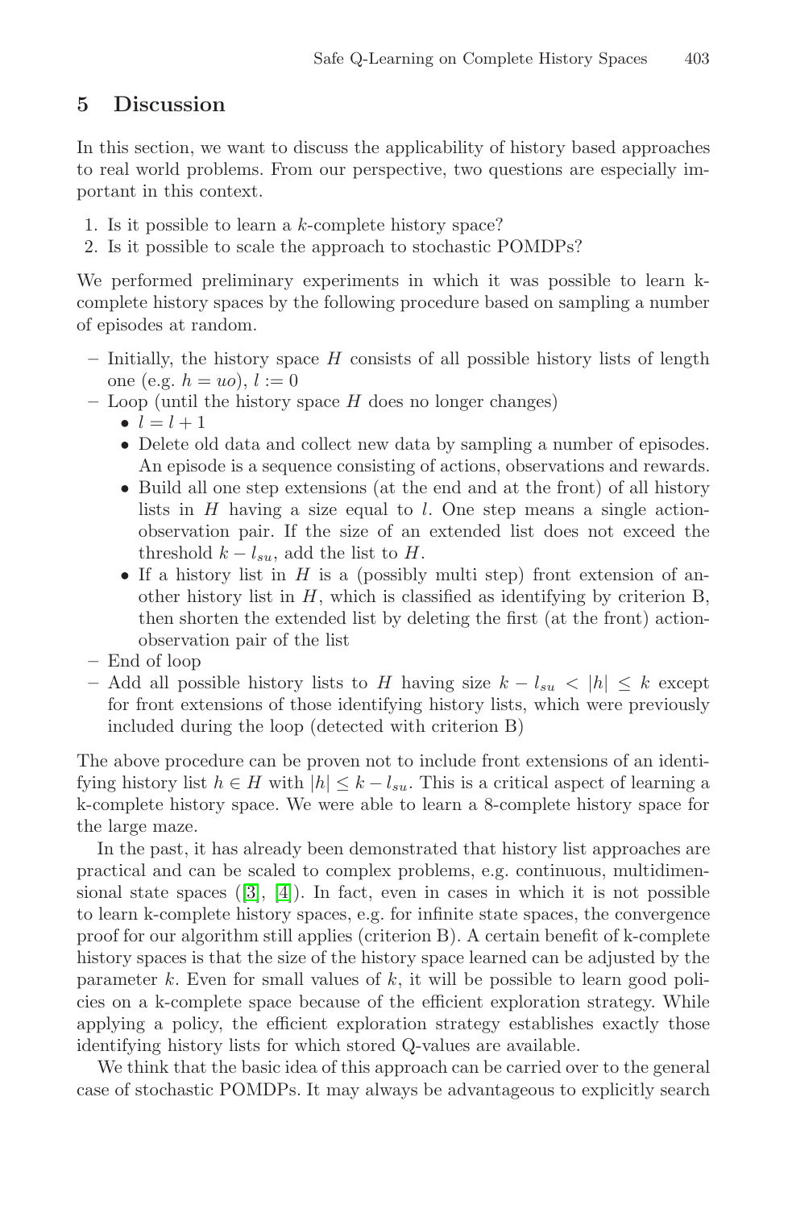## 5 Discussion

In this section, we want to discuss the applicability of history based approaches to real world problems. From our perspective, two questions are especially important in this context.

1. Is it possible to learn a $k$-complete history space?
2. Is it possible to scale the approach to stochastic POMDPs?

We performed preliminary experiments in which it was possible to learn k-complete history spaces by the following procedure based on sampling a number of episodes at random.

- Initially, the history space $H$ consists of all possible history lists of length one (e.g. $h = uo$), $l := 0$
- Loop (until the history space $H$ does no longer changes)
  - $l = l + 1$
  - Delete old data and collect new data by sampling a number of episodes. An episode is a sequence consisting of actions, observations and rewards.
  - Build all one step extensions (at the end and at the front) of all history lists in $H$ having a size equal to $l$. One step means a single action-observation pair. If the size of an extended list does not exceed the threshold $k - l_{su}$, add the list to $H$.
  - If a history list in $H$ is a (possibly multi step) front extension of another history list in $H$, which is classified as identifying by criterion B, then shorten the extended list by deleting the first (at the front) action-observation pair of the list
- End of loop
- Add all possible history lists to $H$ having size $k - l_{su} < |h| \leq k$ except for front extensions of those identifying history lists, which were previously included during the loop (detected with criterion B)

The above procedure can be proven not to include front extensions of an identifying history list $h \in H$ with $|h| \leq k - l_{su}$. This is a critical aspect of learning a k-complete history space. We were able to learn a 8-complete history space for the large maze.

In the past, it has already been demonstrated that history list approaches are practical and can be scaled to complex problems, e.g. continuous, multidimensional state spaces ([3], [4]). In fact, even in cases in which it is not possible to learn k-complete history spaces, e.g. for infinite state spaces, the convergence proof for our algorithm still applies (criterion B). A certain benefit of k-complete history spaces is that the size of the history space learned can be adjusted by the parameter $k$. Even for small values of $k$, it will be possible to learn good policies on a k-complete space because of the efficient exploration strategy. While applying a policy, the efficient exploration strategy establishes exactly those identifying history lists for which stored Q-values are available.

We think that the basic idea of this approach can be carried over to the general case of stochastic POMDPs. It may always be advantageous to explicitly search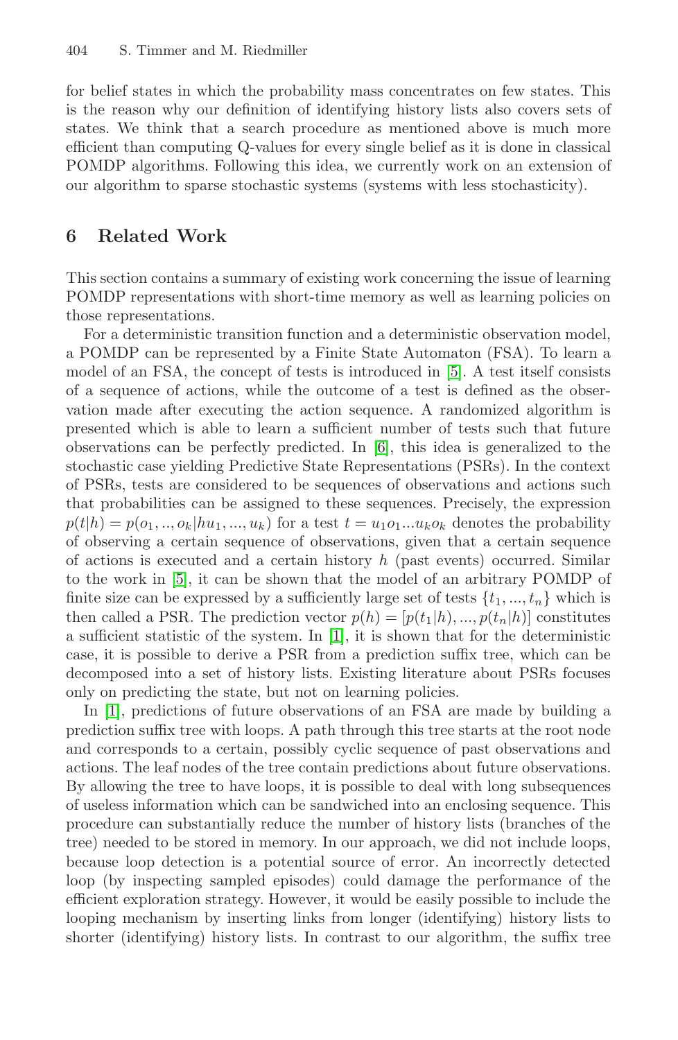for belief states in which the probability mass concentrates on few states. This is the reason why our definition of identifying history lists also covers sets of states. We think that a search procedure as mentioned above is much more efficient than computing Q-values for every single belief as it is done in classical POMDP algorithms. Following this idea, we currently work on an extension of our algorithm to sparse stochastic systems (systems with less stochasticity).

## 6 Related Work

This section contains a summary of existing work concerning the issue of learning POMDP representations with short-time memory as well as learning policies on those representations.

For a deterministic transition function and a deterministic observation model, a POMDP can be represented by a Finite State Automaton (FSA). To learn a model of an FSA, the concept of tests is introduced in [5]. A test itself consists of a sequence of actions, while the outcome of a test is defined as the observation made after executing the action sequence. A randomized algorithm is presented which is able to learn a sufficient number of tests such that future observations can be perfectly predicted. In [6], this idea is generalized to the stochastic case yielding Predictive State Representations (PSRs). In the context of PSRs, tests are considered to be sequences of observations and actions such that probabilities can be assigned to these sequences. Precisely, the expression $p(t|h) = p(o_1, .., o_k | hu_1, ..., u_k)$ for a test $t = u_1 o_1 ... u_k o_k$ denotes the probability of observing a certain sequence of observations, given that a certain sequence of actions is executed and a certain history $h$ (past events) occurred. Similar to the work in [5], it can be shown that the model of an arbitrary POMDP of finite size can be expressed by a sufficiently large set of tests $\{t_1, ..., t_n\}$ which is then called a PSR. The prediction vector $p(h) = [p(t_1|h), ..., p(t_n|h)]$ constitutes a sufficient statistic of the system. In [1], it is shown that for the deterministic case, it is possible to derive a PSR from a prediction suffix tree, which can be decomposed into a set of history lists. Existing literature about PSRs focuses only on predicting the state, but not on learning policies.

In [1], predictions of future observations of an FSA are made by building a prediction suffix tree with loops. A path through this tree starts at the root node and corresponds to a certain, possibly cyclic sequence of past observations and actions. The leaf nodes of the tree contain predictions about future observations. By allowing the tree to have loops, it is possible to deal with long subsequences of useless information which can be sandwiched into an enclosing sequence. This procedure can substantially reduce the number of history lists (branches of the tree) needed to be stored in memory. In our approach, we did not include loops, because loop detection is a potential source of error. An incorrectly detected loop (by inspecting sampled episodes) could damage the performance of the efficient exploration strategy. However, it would be easily possible to include the looping mechanism by inserting links from longer (identifying) history lists to shorter (identifying) history lists. In contrast to our algorithm, the suffix tree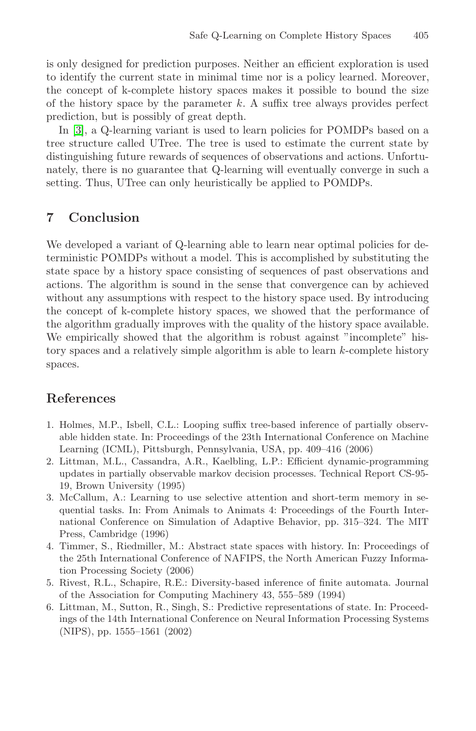is only designed for prediction purposes. Neither an efficient exploration is used to identify the current state in minimal time nor is a policy learned. Moreover, the concept of k-complete history spaces makes it possible to bound the size of the history space by the parameter $k$. A suffix tree always provides perfect prediction, but is possibly of great depth.

In [3], a Q-learning variant is used to learn policies for POMDPs based on a tree structure called UTree. The tree is used to estimate the current state by distinguishing future rewards of sequences of observations and actions. Unfortunately, there is no guarantee that Q-learning will eventually converge in such a setting. Thus, UTree can only heuristically be applied to POMDPs.

## 7 Conclusion

We developed a variant of Q-learning able to learn near optimal policies for deterministic POMDPs without a model. This is accomplished by substituting the state space by a history space consisting of sequences of past observations and actions. The algorithm is sound in the sense that convergence can by achieved without any assumptions with respect to the history space used. By introducing the concept of k-complete history spaces, we showed that the performance of the algorithm gradually improves with the quality of the history space available. We empirically showed that the algorithm is robust against "incomplete" history spaces and a relatively simple algorithm is able to learn $k$-complete history spaces.

## References

1. Holmes, M.P., Isbell, C.L.: Looping suffix tree-based inference of partially observable hidden state. In: Proceedings of the 23th International Conference on Machine Learning (ICML), Pittsburgh, Pennsylvania, USA, pp. 409–416 (2006)
2. Littman, M.L., Cassandra, A.R., Kaelbling, L.P.: Efficient dynamic-programming updates in partially observable markov decision processes. Technical Report CS-95-19, Brown University (1995)
3. McCallum, A.: Learning to use selective attention and short-term memory in sequential tasks. In: From Animals to Animats 4: Proceedings of the Fourth International Conference on Simulation of Adaptive Behavior, pp. 315–324. The MIT Press, Cambridge (1996)
4. Timmer, S., Riedmiller, M.: Abstract state spaces with history. In: Proceedings of the 25th International Conference of NAFIPS, the North American Fuzzy Information Processing Society (2006)
5. Rivest, R.L., Schapire, R.E.: Diversity-based inference of finite automata. Journal of the Association for Computing Machinery 43, 555–589 (1994)
6. Littman, M., Sutton, R., Singh, S.: Predictive representations of state. In: Proceedings of the 14th International Conference on Neural Information Processing Systems (NIPS), pp. 1555–1561 (2002)